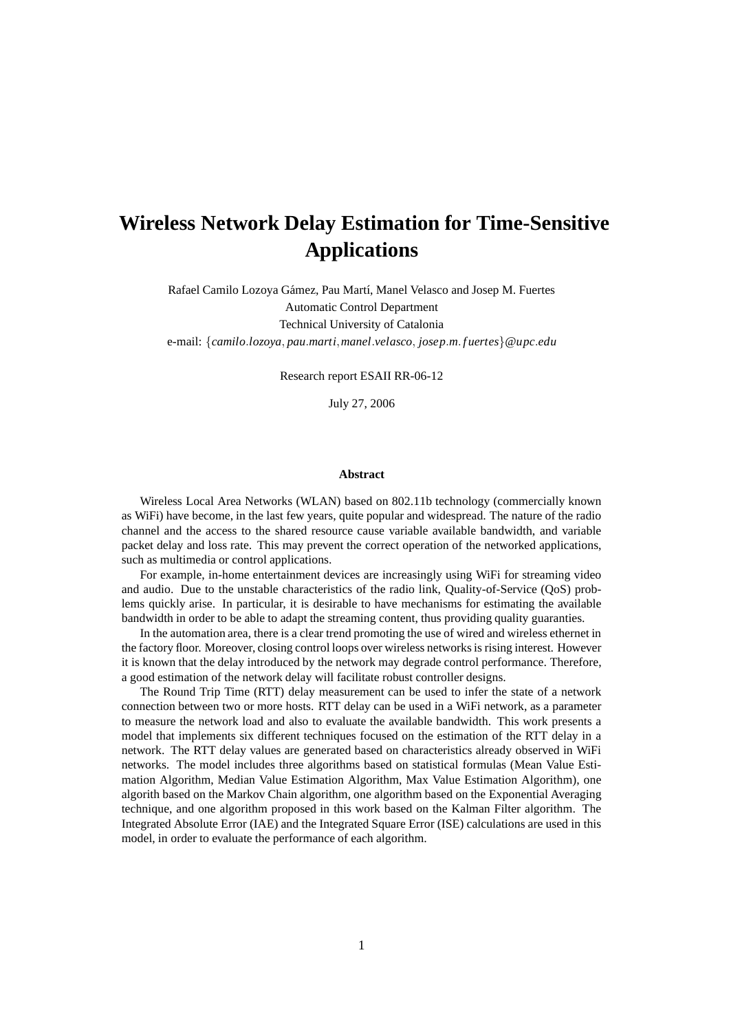# Wireless Network Delay Estimation for Time-Sensitive Applications

Rafael Camilo Lozoya Gámez, Pau Martí, Manel Velasco and Josep M. Fuertes

Automatic Control Department

Technical University of Catalonia

e-mail: {*camilo.lozoya*, *pau.marti*, *manel.velasco*, *josep.m.fuertes*}@*upc.edu*

Research report ESAII RR-06-12

July 27, 2006

### Abstract

Wireless Local Area Networks (WLAN) based on 802.11b technology (commercially known as WiFi) have become, in the last few years, quite popular and widespread. The nature of the radio channel and the access to the shared resource cause variable available bandwidth, and variable packet delay and loss rate. This may prevent the correct operation of the networked applications, such as multimedia or control applications.

For example, in-home entertainment devices are increasingly using WiFi for streaming video and audio. Due to the unstable characteristics of the radio link, Quality-of-Service (QoS) problems quickly arise. In particular, it is desirable to have mechanisms for estimating the available bandwidth in order to be able to adapt the streaming content, thus providing quality guaranties.

In the automation area, there is a clear trend promoting the use of wired and wireless ethernet in the factory floor. Moreover, closing control loops over wireless networks is rising interest. However it is known that the delay introduced by the network may degrade control performance. Therefore, a good estimation of the network delay will facilitate robust controller designs.

The Round Trip Time (RTT) delay measurement can be used to infer the state of a network connection between two or more hosts. RTT delay can be used in a WiFi network, as a parameter to measure the network load and also to evaluate the available bandwidth. This work presents a model that implements six different techniques focused on the estimation of the RTT delay in a network. The RTT delay values are generated based on characteristics already observed in WiFi networks. The model includes three algorithms based on statistical formulas (Mean Value Estimation Algorithm, Median Value Estimation Algorithm, Max Value Estimation Algorithm), one algorith based on the Markov Chain algorithm, one algorithm based on the Exponential Averaging technique, and one algorithm proposed in this work based on the Kalman Filter algorithm. The Integrated Absolute Error (IAE) and the Integrated Square Error (ISE) calculations are used in this model, in order to evaluate the performance of each algorithm.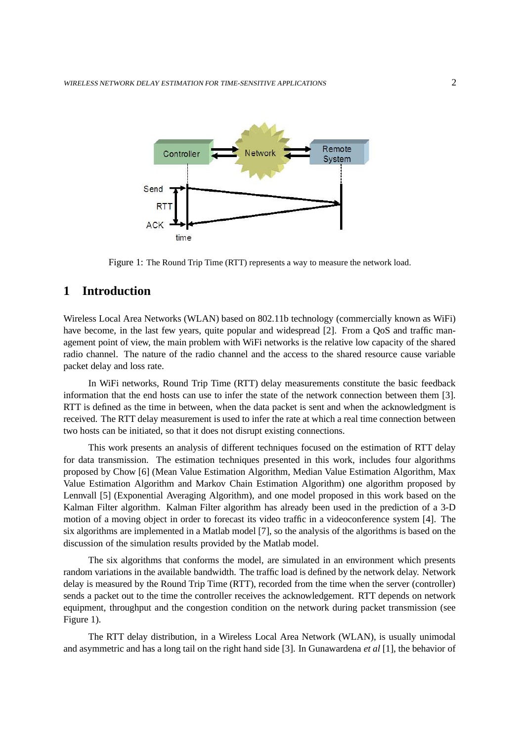Figure 1: The Round Trip Time (RTT) represents a way to measure the network load.

# 1 Introduction

Wireless Local Area Networks (WLAN) based on 802.11b technology (commercially known as WiFi) have become, in the last few years, quite popular and widespread [2]. From a QoS and traffic management point of view, the main problem with WiFi networks is the relative low capacity of the shared radio channel. The nature of the radio channel and the access to the shared resource cause variable packet delay and loss rate.

In WiFi networks, Round Trip Time (RTT) delay measurements constitute the basic feedback information that the end hosts can use to infer the state of the network connection between them [3]. RTT is defined as the time in between, when the data packet is sent and when the acknowledgment is received. The RTT delay measurement is used to infer the rate at which a real time connection between two hosts can be initiated, so that it does not disrupt existing connections.

This work presents an analysis of different techniques focused on the estimation of RTT delay for data transmission. The estimation techniques presented in this work, includes four algorithms proposed by Chow [6] (Mean Value Estimation Algorithm, Median Value Estimation Algorithm, Max Value Estimation Algorithm and Markov Chain Estimation Algorithm) one algorithm proposed by Lennvall [5] (Exponential Averaging Algorithm), and one model proposed in this work based on the Kalman Filter algorithm. Kalman Filter algorithm has already been used in the prediction of a 3-D motion of a moving object in order to forecast its video traffic in a videoconference system [4]. The six algorithms are implemented in a Matlab model [7], so the analysis of the algorithms is based on the discussion of the simulation results provided by the Matlab model.

The six algorithms that conforms the model, are simulated in an environment which presents random variations in the available bandwidth. The traffic load is defined by the network delay. Network delay is measured by the Round Trip Time (RTT), recorded from the time when the server (controller) sends a packet out to the time the controller receives the acknowledgement. RTT depends on network equipment, throughput and the congestion condition on the network during packet transmission (see Figure 1).

The RTT delay distribution, in a Wireless Local Area Network (WLAN), is usually unimodal and asymmetric and has a long tail on the right hand side [3]. In Gunawardena *et al* [1], the behavior of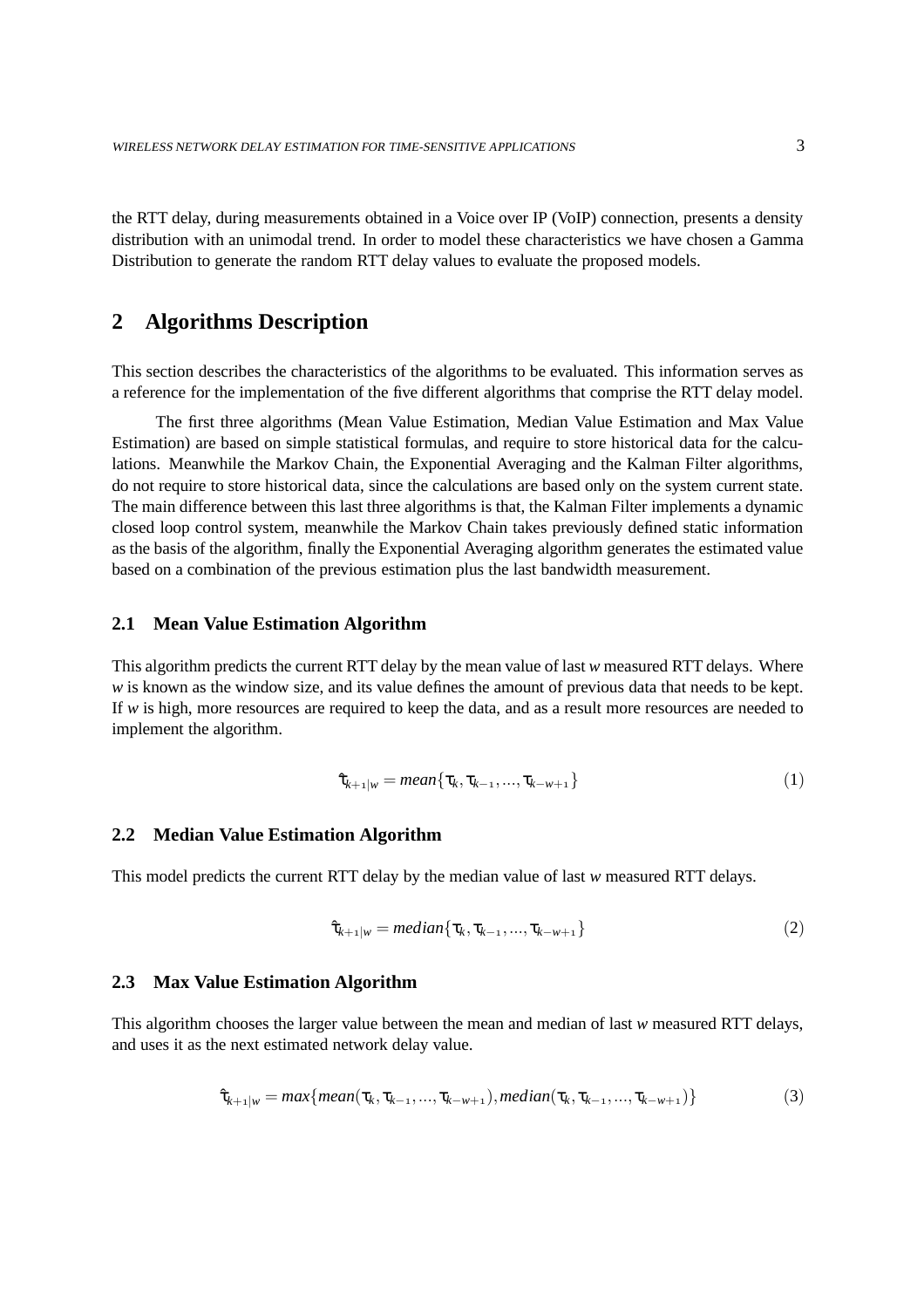the RTT delay, during measurements obtained in a Voice over IP (VoIP) connection, presents a density distribution with an unimodal trend. In order to model these characteristics we have chosen a Gamma Distribution to generate the random RTT delay values to evaluate the proposed models.

## 2 Algorithms Description

This section describes the characteristics of the algorithms to be evaluated. This information serves as a reference for the implementation of the five different algorithms that comprise the RTT delay model.

The first three algorithms (Mean Value Estimation, Median Value Estimation and Max Value Estimation) are based on simple statistical formulas, and require to store historical data for the calculations. Meanwhile the Markov Chain, the Exponential Averaging and the Kalman Filter algorithms, do not require to store historical data, since the calculations are based only on the system current state. The main difference between this last three algorithms is that, the Kalman Filter implements a dynamic closed loop control system, meanwhile the Markov Chain takes previously defined static information as the basis of the algorithm, finally the Exponential Averaging algorithm generates the estimated value based on a combination of the previous estimation plus the last bandwidth measurement.

### 2.1 Mean Value Estimation Algorithm

This algorithm predicts the current RTT delay by the mean value of last $w$ measured RTT delays. Where $w$ is known as the window size, and its value defines the amount of previous data that needs to be kept. If $w$ is high, more resources are required to keep the data, and as a result more resources are needed to implement the algorithm.

$$\hat{\tau}_{k+1|w} = mean\{\tau_k, \tau_{k-1}, ..., \tau_{k-w+1}\} \tag{1}$$

### 2.2 Median Value Estimation Algorithm

This model predicts the current RTT delay by the median value of last $w$ measured RTT delays.

$$\hat{\tau}_{k+1|w} = median\{\tau_k, \tau_{k-1}, ..., \tau_{k-w+1}\} \tag{2}$$

### 2.3 Max Value Estimation Algorithm

This algorithm chooses the larger value between the mean and median of last $w$ measured RTT delays, and uses it as the next estimated network delay value.

$$\hat{\tau}_{k+1|w} = max\{mean(\tau_k, \tau_{k-1}, ..., \tau_{k-w+1}), median(\tau_k, \tau_{k-1}, ..., \tau_{k-w+1})\} \tag{3}$$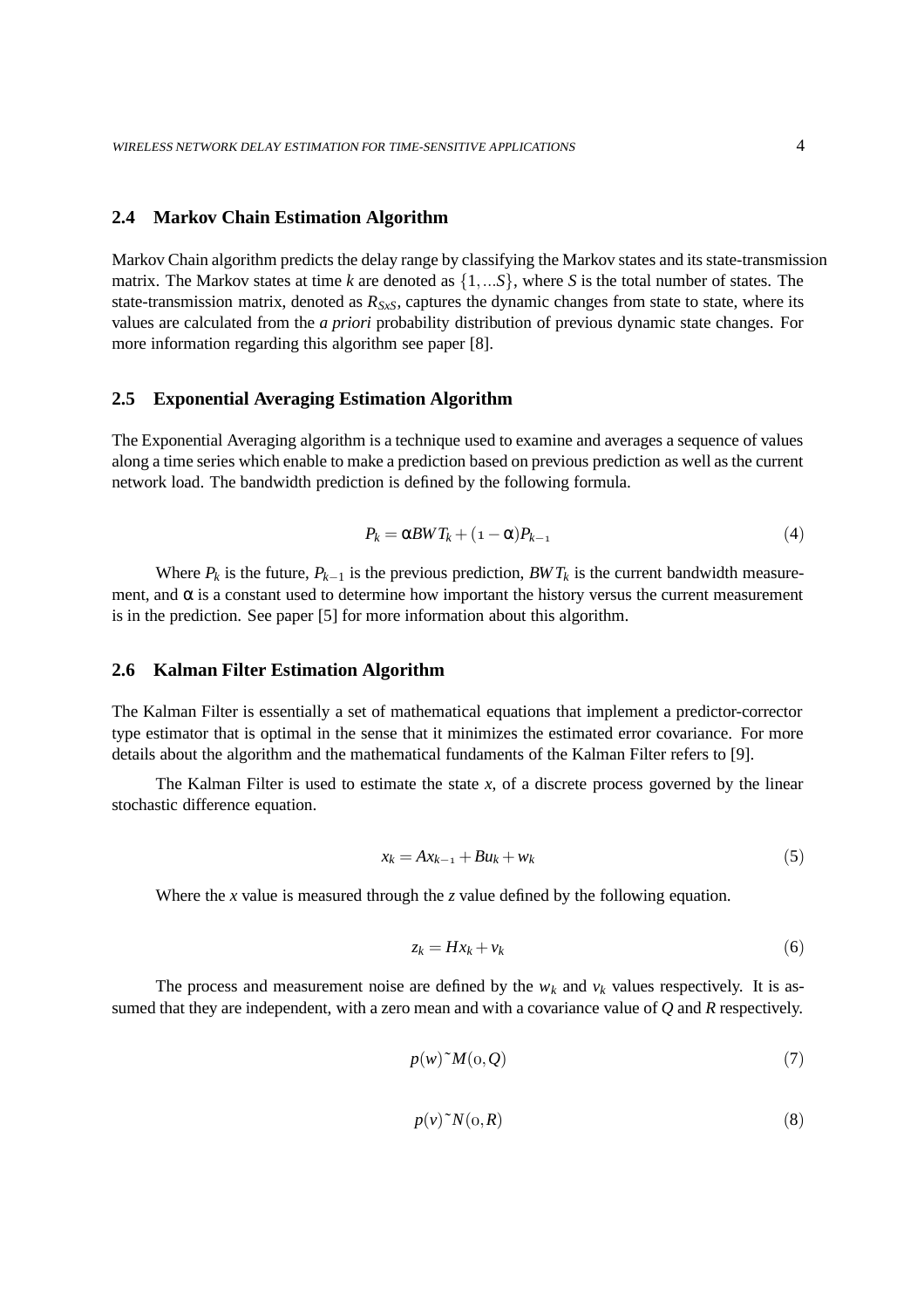## 2.4 Markov Chain Estimation Algorithm

Markov Chain algorithm predicts the delay range by classifying the Markov states and its state-transmission matrix. The Markov states at time $k$ are denoted as $\{1,...S\}$, where $S$ is the total number of states. The state-transmission matrix, denoted as $R_{SxS}$, captures the dynamic changes from state to state, where its values are calculated from the *a priori* probability distribution of previous dynamic state changes. For more information regarding this algorithm see paper [8].

## 2.5 Exponential Averaging Estimation Algorithm

The Exponential Averaging algorithm is a technique used to examine and averages a sequence of values along a time series which enable to make a prediction based on previous prediction as well as the current network load. The bandwidth prediction is defined by the following formula.

$$P_k = \alpha BWT_k + (1-\alpha)P_{k-1} \tag{4}$$

Where $P_k$ is the future, $P_{k-1}$ is the previous prediction, $BWT_k$ is the current bandwidth measurement, and $\alpha$ is a constant used to determine how important the history versus the current measurement is in the prediction. See paper [5] for more information about this algorithm.

## 2.6 Kalman Filter Estimation Algorithm

The Kalman Filter is essentially a set of mathematical equations that implement a predictor-corrector type estimator that is optimal in the sense that it minimizes the estimated error covariance. For more details about the algorithm and the mathematical fundaments of the Kalman Filter refers to [9].

The Kalman Filter is used to estimate the state $x$, of a discrete process governed by the linear stochastic difference equation.

$$x_k = Ax_{k-1} + Bu_k + w_k \tag{5}$$

Where the $x$ value is measured through the $z$ value defined by the following equation.

$$z_k = Hx_k + v_k \tag{6}$$

The process and measurement noise are defined by the $w_k$ and $v_k$ values respectively. It is assumed that they are independent, with a zero mean and with a covariance value of $Q$ and $R$ respectively.

$$p(w)\tilde{\ }M(0,Q) \tag{7}$$

$$p(v)\tilde{\ }N(0,R) \tag{8}$$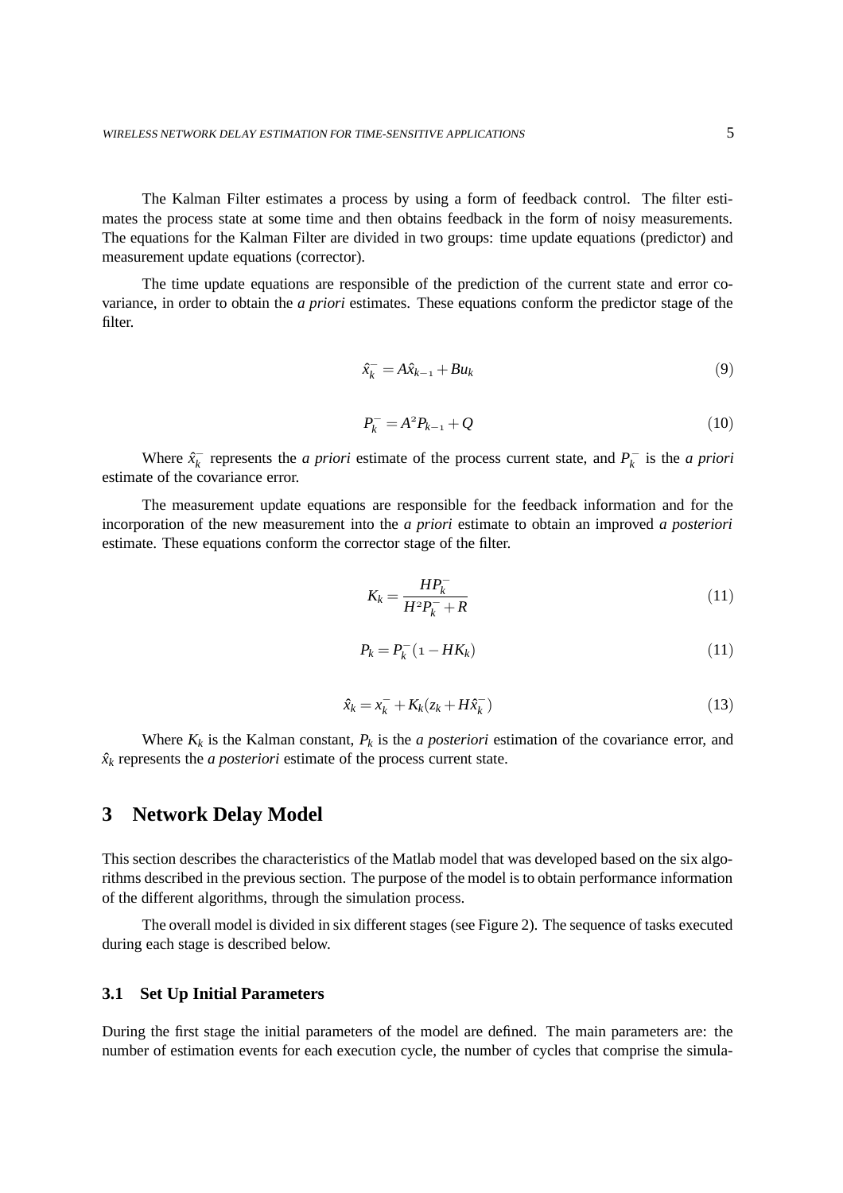The Kalman Filter estimates a process by using a form of feedback control. The filter estimates the process state at some time and then obtains feedback in the form of noisy measurements. The equations for the Kalman Filter are divided in two groups: time update equations (predictor) and measurement update equations (corrector).

The time update equations are responsible of the prediction of the current state and error covariance, in order to obtain the *a priori* estimates. These equations conform the predictor stage of the filter.

$$\hat{x}_k^- = A\hat{x}_{k-1} + Bu_k \tag{9}$$

$$P_k^- = A^2 P_{k-1} + Q \tag{10}$$

Where $\hat{x}_k^-$ represents the *a priori* estimate of the process current state, and $P_k^-$ is the *a priori* estimate of the covariance error.

The measurement update equations are responsible for the feedback information and for the incorporation of the new measurement into the *a priori* estimate to obtain an improved *a posteriori* estimate. These equations conform the corrector stage of the filter.

$$K_k = \frac{HP_k^-}{H^2 P_k^- + R} \tag{11}$$

$$P_k = P_k^-(1 - HK_k) \tag{11}$$

$$\hat{x}_k = x_k^- + K_k(z_k + H\hat{x}_k^-) \tag{13}$$

Where $K_k$ is the Kalman constant, $P_k$ is the *a posteriori* estimation of the covariance error, and $\hat{x}_k$ represents the *a posteriori* estimate of the process current state.

## 3 Network Delay Model

This section describes the characteristics of the Matlab model that was developed based on the six algorithms described in the previous section. The purpose of the model is to obtain performance information of the different algorithms, through the simulation process.

The overall model is divided in six different stages (see Figure 2). The sequence of tasks executed during each stage is described below.

### 3.1 Set Up Initial Parameters

During the first stage the initial parameters of the model are defined. The main parameters are: the number of estimation events for each execution cycle, the number of cycles that comprise the simula-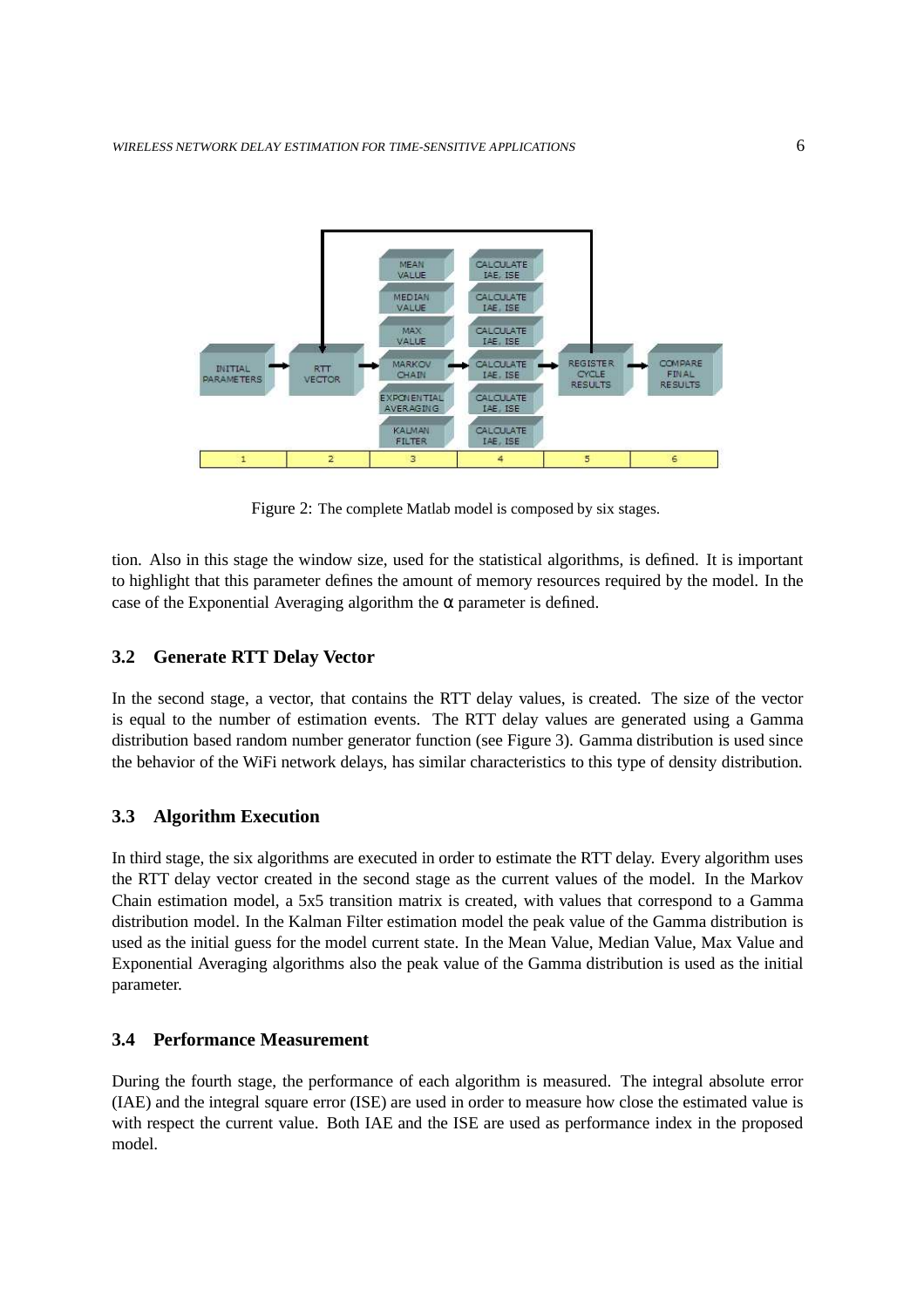Figure 2: The complete Matlab model is composed by six stages.

tion. Also in this stage the window size, used for the statistical algorithms, is defined. It is important to highlight that this parameter defines the amount of memory resources required by the model. In the case of the Exponential Averaging algorithm the $\alpha$ parameter is defined.

### 3.2 Generate RTT Delay Vector

In the second stage, a vector, that contains the RTT delay values, is created. The size of the vector is equal to the number of estimation events. The RTT delay values are generated using a Gamma distribution based random number generator function (see Figure 3). Gamma distribution is used since the behavior of the WiFi network delays, has similar characteristics to this type of density distribution.

### 3.3 Algorithm Execution

In third stage, the six algorithms are executed in order to estimate the RTT delay. Every algorithm uses the RTT delay vector created in the second stage as the current values of the model. In the Markov Chain estimation model, a 5x5 transition matrix is created, with values that correspond to a Gamma distribution model. In the Kalman Filter estimation model the peak value of the Gamma distribution is used as the initial guess for the model current state. In the Mean Value, Median Value, Max Value and Exponential Averaging algorithms also the peak value of the Gamma distribution is used as the initial parameter.

### 3.4 Performance Measurement

During the fourth stage, the performance of each algorithm is measured. The integral absolute error (IAE) and the integral square error (ISE) are used in order to measure how close the estimated value is with respect the current value. Both IAE and the ISE are used as performance index in the proposed model.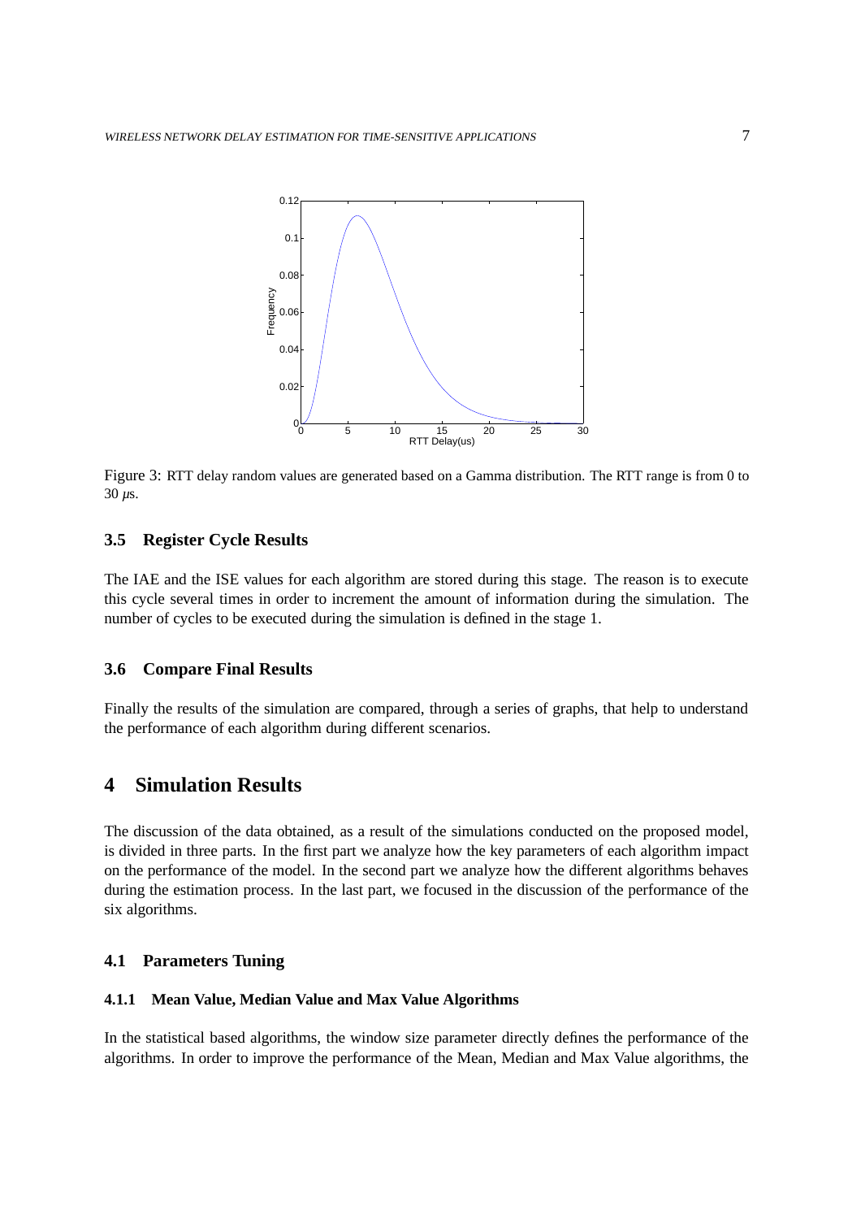Figure 3: RTT delay random values are generated based on a Gamma distribution. The RTT range is from 0 to 30 $\mu$s.

### 3.5 Register Cycle Results

The IAE and the ISE values for each algorithm are stored during this stage. The reason is to execute this cycle several times in order to increment the amount of information during the simulation. The number of cycles to be executed during the simulation is defined in the stage 1.

### 3.6 Compare Final Results

Finally the results of the simulation are compared, through a series of graphs, that help to understand the performance of each algorithm during different scenarios.

## 4 Simulation Results

The discussion of the data obtained, as a result of the simulations conducted on the proposed model, is divided in three parts. In the first part we analyze how the key parameters of each algorithm impact on the performance of the model. In the second part we analyze how the different algorithms behaves during the estimation process. In the last part, we focused in the discussion of the performance of the six algorithms.

### 4.1 Parameters Tuning

#### 4.1.1 Mean Value, Median Value and Max Value Algorithms

In the statistical based algorithms, the window size parameter directly defines the performance of the algorithms. In order to improve the performance of the Mean, Median and Max Value algorithms, the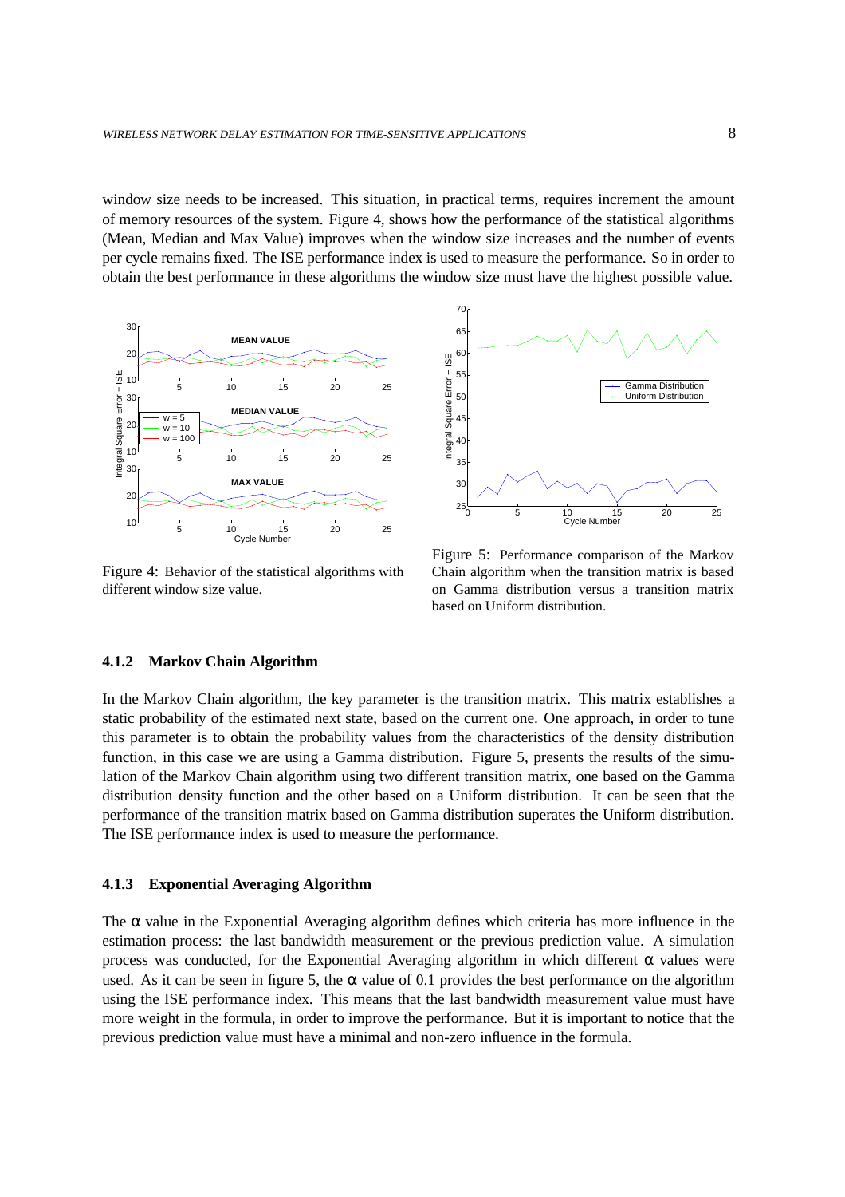window size needs to be increased. This situation, in practical terms, requires increment the amount of memory resources of the system. Figure 4, shows how the performance of the statistical algorithms (Mean, Median and Max Value) improves when the window size increases and the number of events per cycle remains fixed. The ISE performance index is used to measure the performance. So in order to obtain the best performance in these algorithms the window size must have the highest possible value.

Figure 4: Behavior of the statistical algorithms with different window size value.

Figure 5: Performance comparison of the Markov Chain algorithm when the transition matrix is based on Gamma distribution versus a transition matrix based on Uniform distribution.

### 4.1.2 Markov Chain Algorithm

In the Markov Chain algorithm, the key parameter is the transition matrix. This matrix establishes a static probability of the estimated next state, based on the current one. One approach, in order to tune this parameter is to obtain the probability values from the characteristics of the density distribution function, in this case we are using a Gamma distribution. Figure 5, presents the results of the simulation of the Markov Chain algorithm using two different transition matrix, one based on the Gamma distribution density function and the other based on a Uniform distribution. It can be seen that the performance of the transition matrix based on Gamma distribution superates the Uniform distribution. The ISE performance index is used to measure the performance.

### 4.1.3 Exponential Averaging Algorithm

The $\alpha$ value in the Exponential Averaging algorithm defines which criteria has more influence in the estimation process: the last bandwidth measurement or the previous prediction value. A simulation process was conducted, for the Exponential Averaging algorithm in which different $\alpha$ values were used. As it can be seen in figure 5, the $\alpha$ value of 0.1 provides the best performance on the algorithm using the ISE performance index. This means that the last bandwidth measurement value must have more weight in the formula, in order to improve the performance. But it is important to notice that the previous prediction value must have a minimal and non-zero influence in the formula.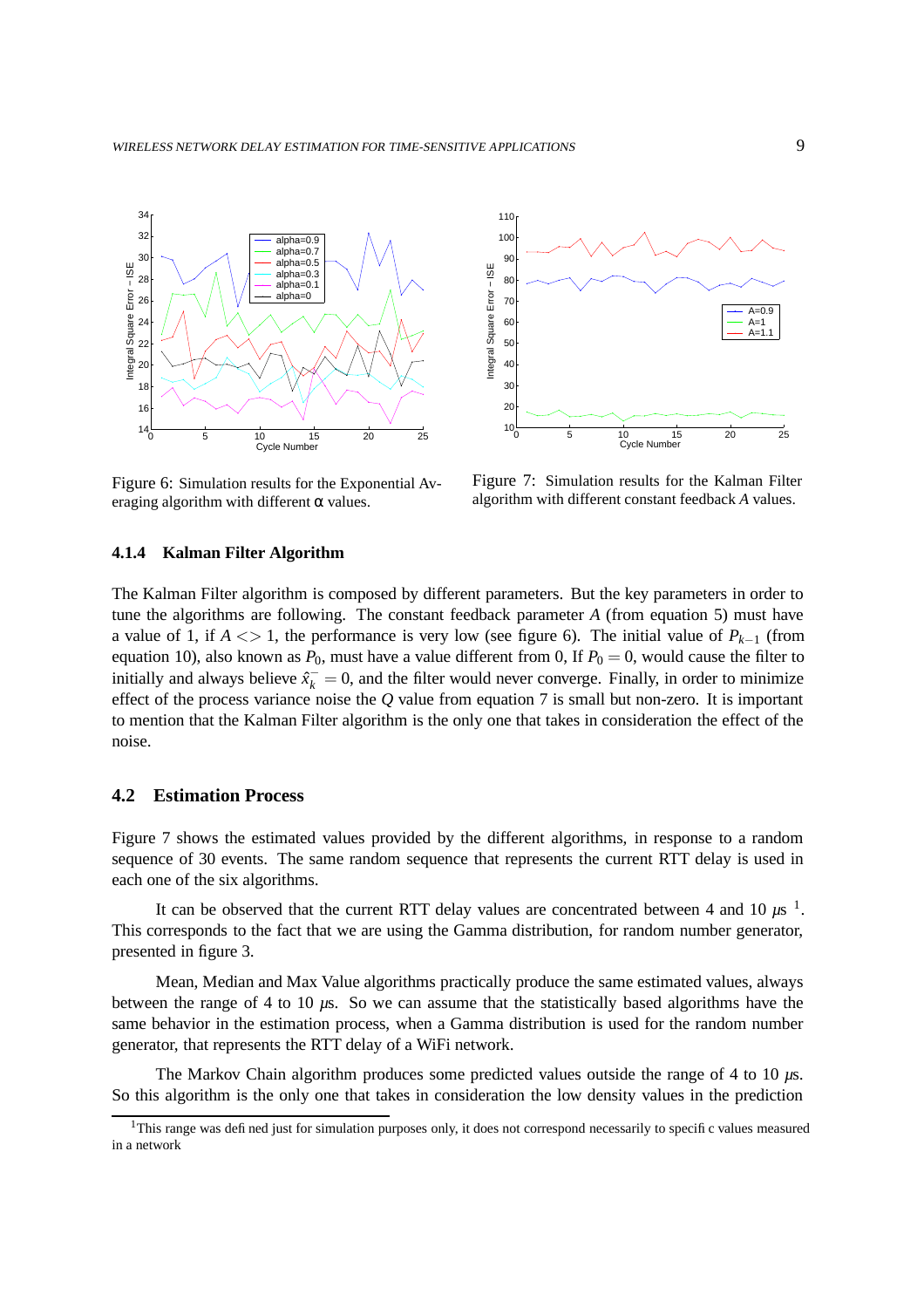Figure 6: Simulation results for the Exponential Averaging algorithm with different α values.

Figure 7: Simulation results for the Kalman Filter algorithm with different constant feedback $A$ values.

#### 4.1.4 Kalman Filter Algorithm

The Kalman Filter algorithm is composed by different parameters. But the key parameters in order to tune the algorithms are following. The constant feedback parameter $A$ (from equation 5) must have a value of 1, if $A <> 1$, the performance is very low (see figure 6). The initial value of $P_{k-1}$ (from equation 10), also known as $P_0$, must have a value different from 0, If $P_0 = 0$, would cause the filter to initially and always believe $\hat{x}_k^- = 0$, and the filter would never converge. Finally, in order to minimize effect of the process variance noise the $Q$ value from equation 7 is small but non-zero. It is important to mention that the Kalman Filter algorithm is the only one that takes in consideration the effect of the noise.

### 4.2 Estimation Process

Figure 7 shows the estimated values provided by the different algorithms, in response to a random sequence of 30 events. The same random sequence that represents the current RTT delay is used in each one of the six algorithms.

It can be observed that the current RTT delay values are concentrated between 4 and 10 $\mu s$ [1]. This corresponds to the fact that we are using the Gamma distribution, for random number generator, presented in figure 3.

Mean, Median and Max Value algorithms practically produce the same estimated values, always between the range of 4 to 10 $\mu$s. So we can assume that the statistically based algorithms have the same behavior in the estimation process, when a Gamma distribution is used for the random number generator, that represents the RTT delay of a WiFi network.

The Markov Chain algorithm produces some predicted values outside the range of 4 to 10 $\mu$s. So this algorithm is the only one that takes in consideration the low density values in the prediction

[1]This range was defined just for simulation purposes only, it does not correspond necessarily to specific values measured in a network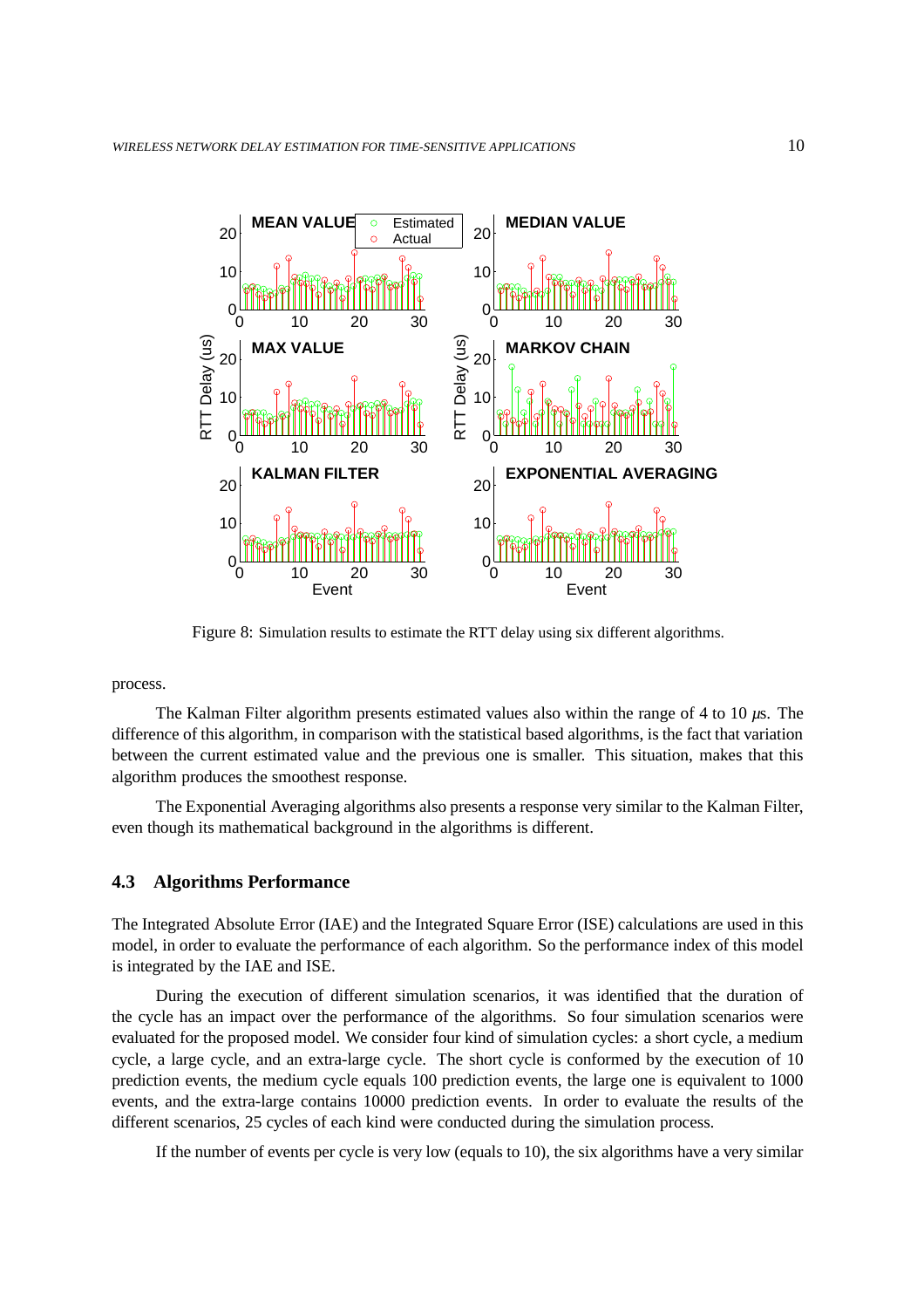Figure 8: Simulation results to estimate the RTT delay using six different algorithms.

process.

The Kalman Filter algorithm presents estimated values also within the range of 4 to 10 $\mu$s. The difference of this algorithm, in comparison with the statistical based algorithms, is the fact that variation between the current estimated value and the previous one is smaller. This situation, makes that this algorithm produces the smoothest response.

The Exponential Averaging algorithms also presents a response very similar to the Kalman Filter, even though its mathematical background in the algorithms is different.

### 4.3 Algorithms Performance

The Integrated Absolute Error (IAE) and the Integrated Square Error (ISE) calculations are used in this model, in order to evaluate the performance of each algorithm. So the performance index of this model is integrated by the IAE and ISE.

During the execution of different simulation scenarios, it was identified that the duration of the cycle has an impact over the performance of the algorithms. So four simulation scenarios were evaluated for the proposed model. We consider four kind of simulation cycles: a short cycle, a medium cycle, a large cycle, and an extra-large cycle. The short cycle is conformed by the execution of 10 prediction events, the medium cycle equals 100 prediction events, the large one is equivalent to 1000 events, and the extra-large contains 10000 prediction events. In order to evaluate the results of the different scenarios, 25 cycles of each kind were conducted during the simulation process.

If the number of events per cycle is very low (equals to 10), the six algorithms have a very similar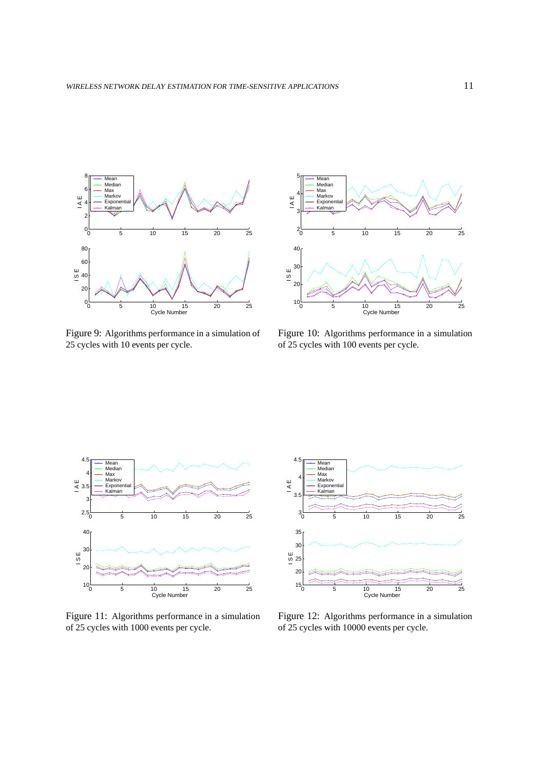Figure 9: Algorithms performance in a simulation of 25 cycles with 10 events per cycle.

Figure 10: Algorithms performance in a simulation of 25 cycles with 100 events per cycle.

Figure 11: Algorithms performance in a simulation of 25 cycles with 1000 events per cycle.

Figure 12: Algorithms performance in a simulation of 25 cycles with 10000 events per cycle.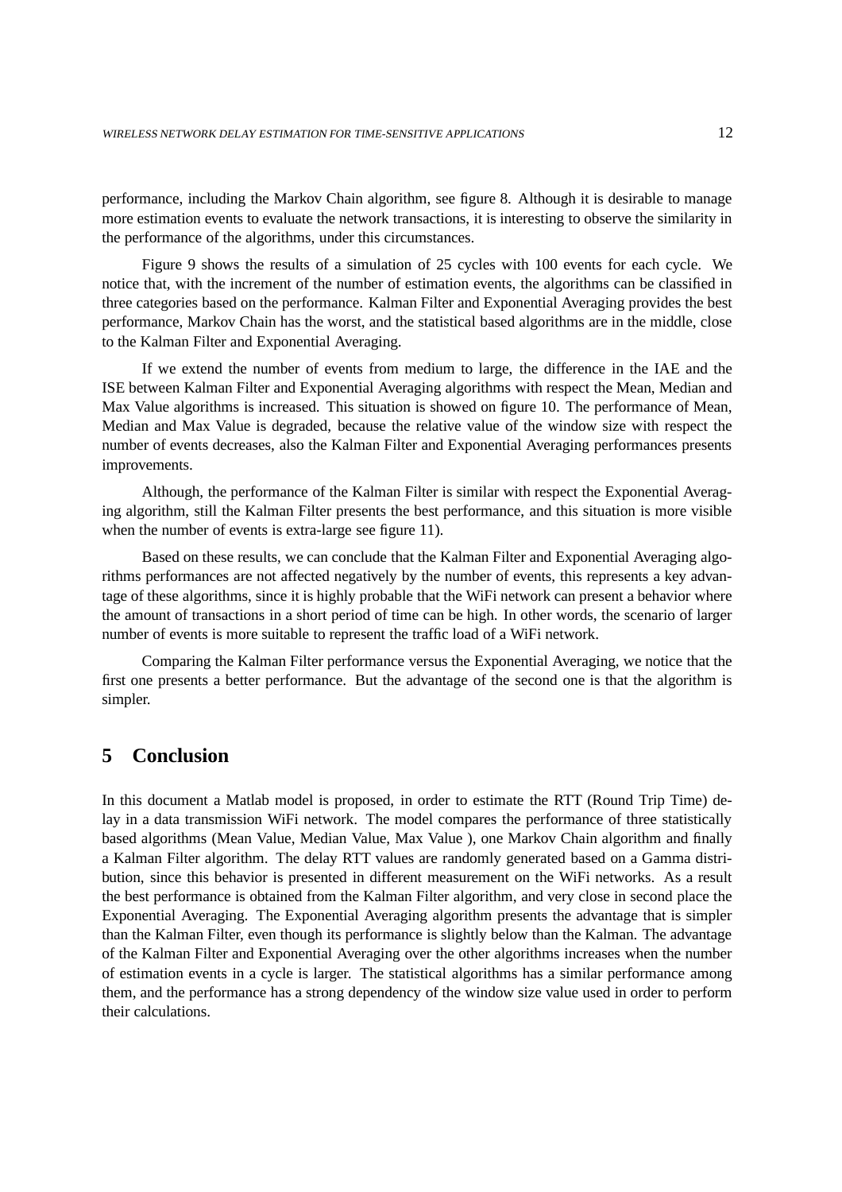performance, including the Markov Chain algorithm, see figure 8. Although it is desirable to manage more estimation events to evaluate the network transactions, it is interesting to observe the similarity in the performance of the algorithms, under this circumstances.

Figure 9 shows the results of a simulation of 25 cycles with 100 events for each cycle. We notice that, with the increment of the number of estimation events, the algorithms can be classified in three categories based on the performance. Kalman Filter and Exponential Averaging provides the best performance, Markov Chain has the worst, and the statistical based algorithms are in the middle, close to the Kalman Filter and Exponential Averaging.

If we extend the number of events from medium to large, the difference in the IAE and the ISE between Kalman Filter and Exponential Averaging algorithms with respect the Mean, Median and Max Value algorithms is increased. This situation is showed on figure 10. The performance of Mean, Median and Max Value is degraded, because the relative value of the window size with respect the number of events decreases, also the Kalman Filter and Exponential Averaging performances presents improvements.

Although, the performance of the Kalman Filter is similar with respect the Exponential Averaging algorithm, still the Kalman Filter presents the best performance, and this situation is more visible when the number of events is extra-large see figure 11).

Based on these results, we can conclude that the Kalman Filter and Exponential Averaging algorithms performances are not affected negatively by the number of events, this represents a key advantage of these algorithms, since it is highly probable that the WiFi network can present a behavior where the amount of transactions in a short period of time can be high. In other words, the scenario of larger number of events is more suitable to represent the traffic load of a WiFi network.

Comparing the Kalman Filter performance versus the Exponential Averaging, we notice that the first one presents a better performance. But the advantage of the second one is that the algorithm is simpler.

# 5 Conclusion

In this document a Matlab model is proposed, in order to estimate the RTT (Round Trip Time) delay in a data transmission WiFi network. The model compares the performance of three statistically based algorithms (Mean Value, Median Value, Max Value ), one Markov Chain algorithm and finally a Kalman Filter algorithm. The delay RTT values are randomly generated based on a Gamma distribution, since this behavior is presented in different measurement on the WiFi networks. As a result the best performance is obtained from the Kalman Filter algorithm, and very close in second place the Exponential Averaging. The Exponential Averaging algorithm presents the advantage that is simpler than the Kalman Filter, even though its performance is slightly below than the Kalman. The advantage of the Kalman Filter and Exponential Averaging over the other algorithms increases when the number of estimation events in a cycle is larger. The statistical algorithms has a similar performance among them, and the performance has a strong dependency of the window size value used in order to perform their calculations.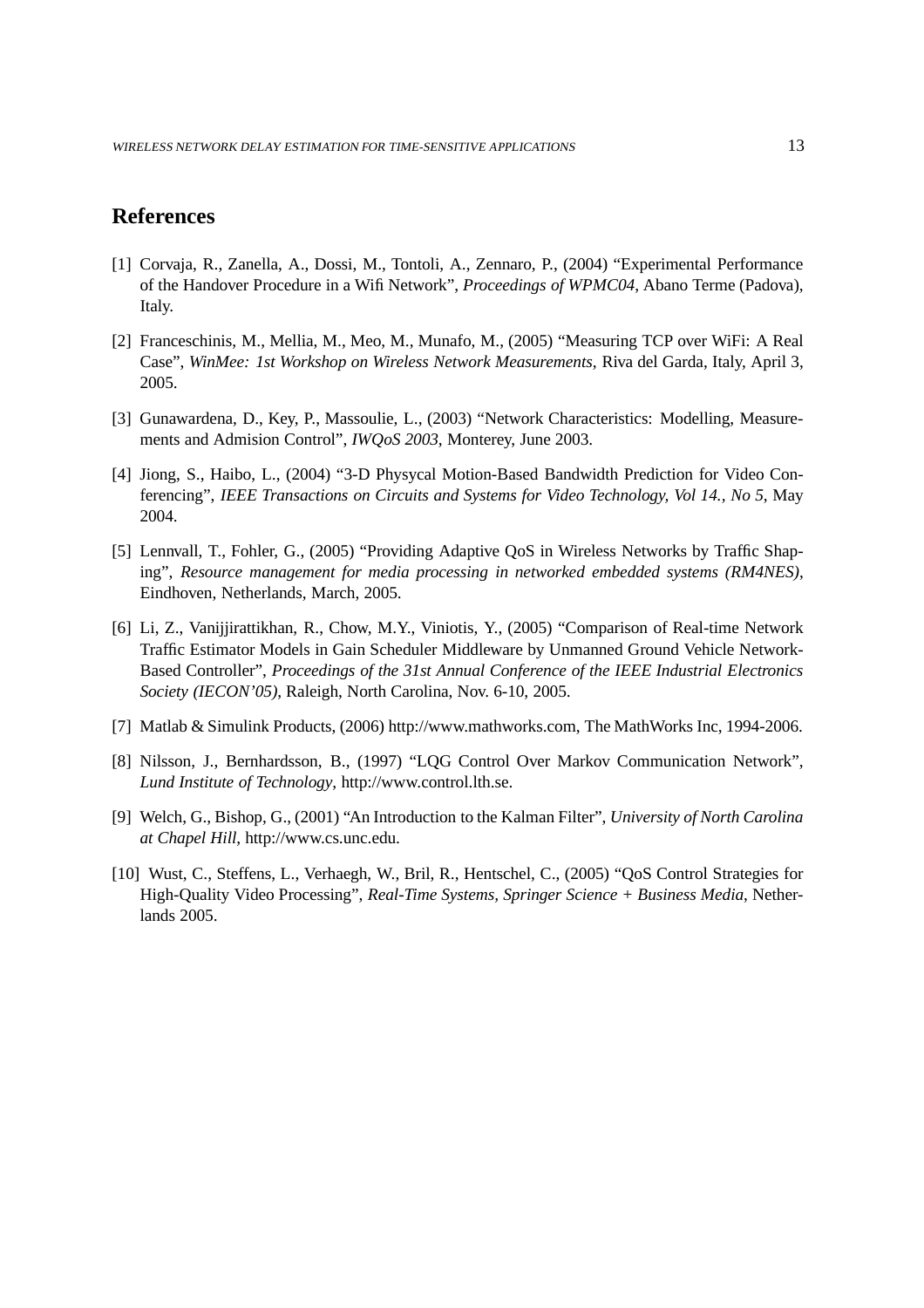## References

[1] Corvaja, R., Zanella, A., Dossi, M., Tontoli, A., Zennaro, P., (2004) "Experimental Performance of the Handover Procedure in a Wifi Network", *Proceedings of WPMC04*, Abano Terme (Padova), Italy.

[2] Franceschinis, M., Mellia, M., Meo, M., Munafo, M., (2005) "Measuring TCP over WiFi: A Real Case", *WinMee: 1st Workshop on Wireless Network Measurements*, Riva del Garda, Italy, April 3, 2005.

[3] Gunawardena, D., Key, P., Massoulie, L., (2003) "Network Characteristics: Modelling, Measurements and Admision Control", *IWQoS 2003*, Monterey, June 2003.

[4] Jiong, S., Haibo, L., (2004) "3-D Physycal Motion-Based Bandwidth Prediction for Video Conferencing", *IEEE Transactions on Circuits and Systems for Video Technology, Vol 14., No 5*, May 2004.

[5] Lennvall, T., Fohler, G., (2005) "Providing Adaptive QoS in Wireless Networks by Traffic Shaping", *Resource management for media processing in networked embedded systems (RM4NES)*, Eindhoven, Netherlands, March, 2005.

[6] Li, Z., Vanijjirattikhan, R., Chow, M.Y., Viniotis, Y., (2005) "Comparison of Real-time Network Traffic Estimator Models in Gain Scheduler Middleware by Unmanned Ground Vehicle Network-Based Controller", *Proceedings of the 31st Annual Conference of the IEEE Industrial Electronics Society (IECON'05)*, Raleigh, North Carolina, Nov. 6-10, 2005.

[7] Matlab & Simulink Products, (2006) http://www.mathworks.com, The MathWorks Inc, 1994-2006.

[8] Nilsson, J., Bernhardsson, B., (1997) "LQG Control Over Markov Communication Network", *Lund Institute of Technology*, http://www.control.lth.se.

[9] Welch, G., Bishop, G., (2001) "An Introduction to the Kalman Filter", *University of North Carolina at Chapel Hill*, http://www.cs.unc.edu.

[10] Wust, C., Steffens, L., Verhaegh, W., Bril, R., Hentschel, C., (2005) "QoS Control Strategies for High-Quality Video Processing", *Real-Time Systems, Springer Science + Business Media*, Netherlands 2005.